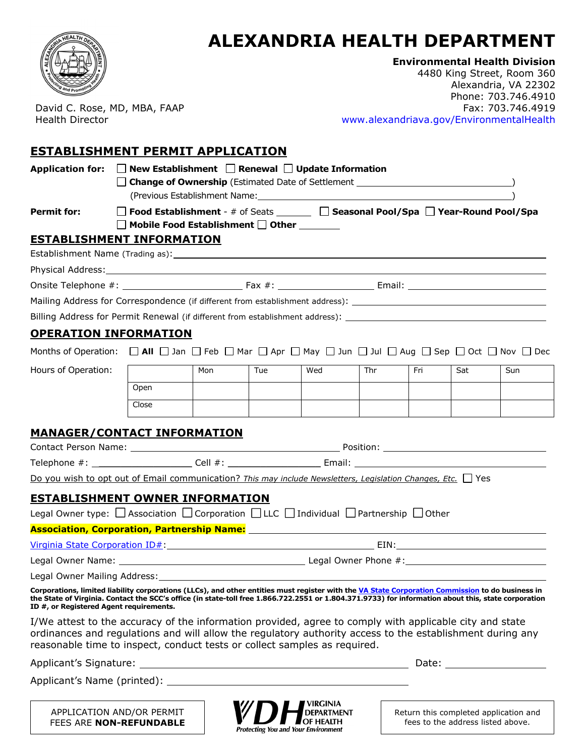# ALEXANDRIA HEALTH DEPARTMENT

**Environmental Health Division**
4480 King Street, Room 360
Alexandria, VA 22302
Phone: 703.746.4910
Fax: 703.746.4919
www.alexandriava.gov/EnvironmentalHealth

David C. Rose, MD, MBA, FAAP
Health Director

## ESTABLISHMENT PERMIT APPLICATION

**Application for:** ☐ **New Establishment** ☐ **Renewal** ☐ **Update Information**
☐ **Change of Ownership** (Estimated Date of Settlement ______________________________)
(Previous Establishment Name: ______________________________)

**Permit for:** ☐ **Food Establishment** - # of Seats _______ ☐ **Seasonal Pool/Spa** ☐ **Year-Round Pool/Spa**
☐ **Mobile Food Establishment** ☐ **Other** ________

## ESTABLISHMENT INFORMATION

Establishment Name (Trading as): ______________________________

Physical Address: ______________________________

Onsite Telephone #: ____________________ Fax #: ________________ Email: ____________________

Mailing Address for Correspondence (if different from establishment address): ______________________________

Billing Address for Permit Renewal (if different from establishment address): ______________________________

## OPERATION INFORMATION

Months of Operation: ☐ **All** ☐ Jan ☐ Feb ☐ Mar ☐ Apr ☐ May ☐ Jun ☐ Jul ☐ Aug ☐ Sep ☐ Oct ☐ Nov ☐ Dec

Hours of Operation:

| | Mon | Tue | Wed | Thr | Fri | Sat | Sun |
|---|---|---|---|---|---|---|---|
| Open | | | | | | | |
| Close | | | | | | | |

## MANAGER/CONTACT INFORMATION

Contact Person Name: ______________________________ Position: ____________________

Telephone #: ________________ Cell #: ________________ Email: ____________________

Do you wish to opt out of Email communication? *This may include Newsletters, Legislation Changes, Etc.* ☐ Yes

## ESTABLISHMENT OWNER INFORMATION

Legal Owner type: ☐ Association ☐ Corporation ☐ LLC ☐ Individual ☐ Partnership ☐ Other

**Association, Corporation, Partnership Name:** ______________________________

Virginia State Corporation ID#: ______________________________ EIN: ____________________

Legal Owner Name: ______________________________ Legal Owner Phone #: ____________________

Legal Owner Mailing Address: ______________________________

**Corporations, limited liability corporations (LLCs), and other entities must register with the VA State Corporation Commission to do business in the State of Virginia. Contact the SCC's office (in state-toll free 1.866.722.2551 or 1.804.371.9733) for information about this, state corporation ID #, or Registered Agent requirements.**

I/We attest to the accuracy of the information provided, agree to comply with applicable city and state ordinances and regulations and will allow the regulatory authority access to the establishment during any reasonable time to inspect, conduct tests or collect samples as required.

Applicant's Signature: ______________________________ Date: ________________

Applicant's Name (printed): ______________________________

APPLICATION AND/OR PERMIT FEES ARE **NON-REFUNDABLE**

VDH VIRGINIA DEPARTMENT OF HEALTH
*Protecting You and Your Environment*

Return this completed application and fees to the address listed above.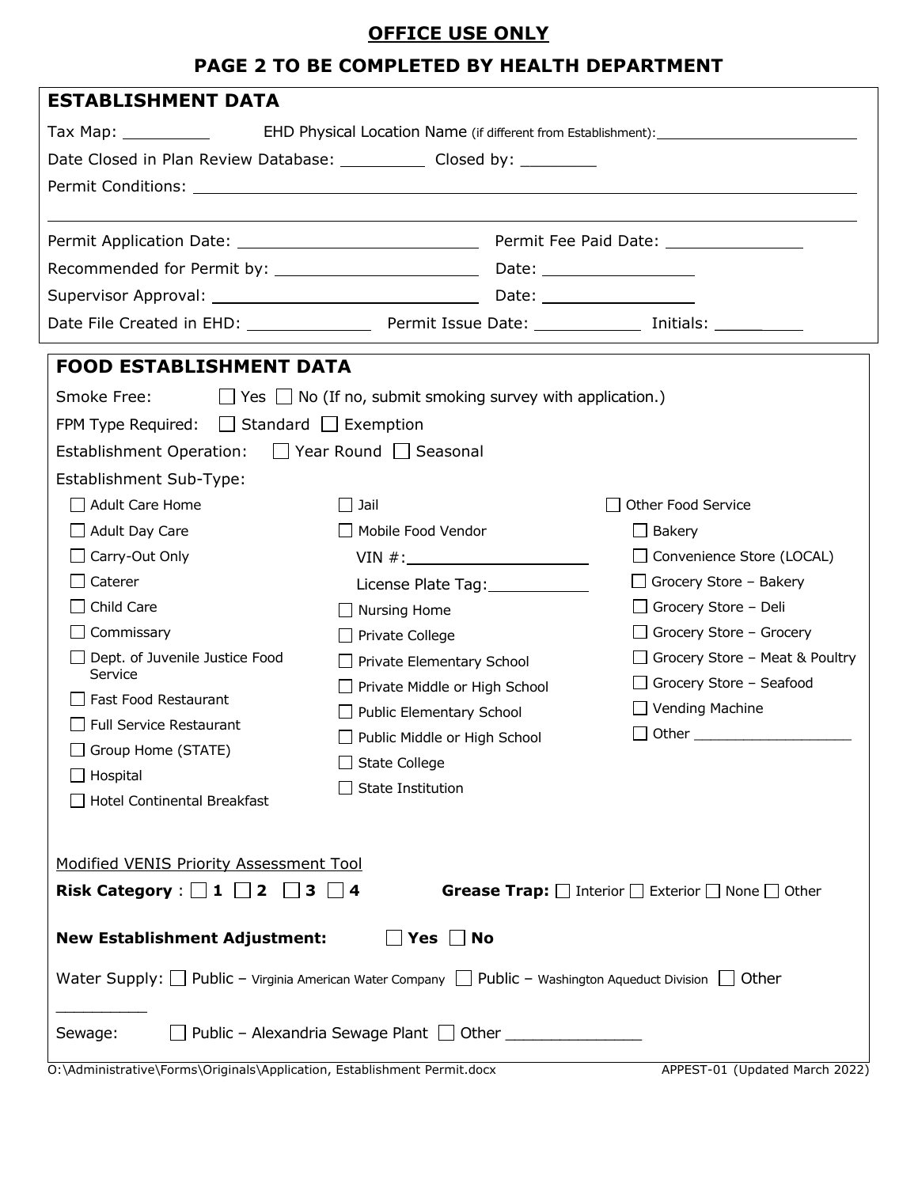## OFFICE USE ONLY

## PAGE 2 TO BE COMPLETED BY HEALTH DEPARTMENT

### ESTABLISHMENT DATA

Tax Map: __________ EHD Physical Location Name (if different from Establishment): ______________________

Date Closed in Plan Review Database: __________ Closed by: ________

Permit Conditions: ____________________________________________________________________________

______________________________________________________________________________________________

Permit Application Date: ______________________ Permit Fee Paid Date: ______________

Recommended for Permit by: ______________________ Date: ______________

Supervisor Approval: ______________________ Date: ______________

Date File Created in EHD: ______________ Permit Issue Date: ____________ Initials: _________

### FOOD ESTABLISHMENT DATA

Smoke Free: ☐ Yes ☐ No (If no, submit smoking survey with application.)

FPM Type Required: ☐ Standard ☐ Exemption

Establishment Operation: ☐ Year Round ☐ Seasonal

Establishment Sub-Type:

- ☐ Adult Care Home
- ☐ Adult Day Care
- ☐ Carry-Out Only
- ☐ Caterer
- ☐ Child Care
- ☐ Commissary
- ☐ Dept. of Juvenile Justice Food Service
- ☐ Fast Food Restaurant
- ☐ Full Service Restaurant
- ☐ Group Home (STATE)
- ☐ Hospital
- ☐ Hotel Continental Breakfast
- ☐ Jail
- ☐ Mobile Food Vendor
  - VIN #: ______________________
  - License Plate Tag: ____________
- ☐ Nursing Home
- ☐ Private College
- ☐ Private Elementary School
- ☐ Private Middle or High School
- ☐ Public Elementary School
- ☐ Public Middle or High School
- ☐ State College
- ☐ State Institution
- ☐ Other Food Service
  - ☐ Bakery
  - ☐ Convenience Store (LOCAL)
  - ☐ Grocery Store – Bakery
  - ☐ Grocery Store – Deli
  - ☐ Grocery Store – Grocery
  - ☐ Grocery Store – Meat & Poultry
  - ☐ Grocery Store – Seafood
  - ☐ Vending Machine
  - ☐ Other ___________________

Modified VENIS Priority Assessment Tool

**Risk Category** : ☐ **1** ☐ **2** ☐ **3** ☐ **4** **Grease Trap:** ☐ Interior ☐ Exterior ☐ None ☐ Other

**New Establishment Adjustment:** ☐ **Yes** ☐ **No**

Water Supply: ☐ Public – Virginia American Water Company ☐ Public – Washington Aqueduct Division ☐ Other __________

Sewage: ☐ Public – Alexandria Sewage Plant ☐ Other _______________

O:\Administrative\Forms\Originals\Application, Establishment Permit.docx APPEST-01 (Updated March 2022)